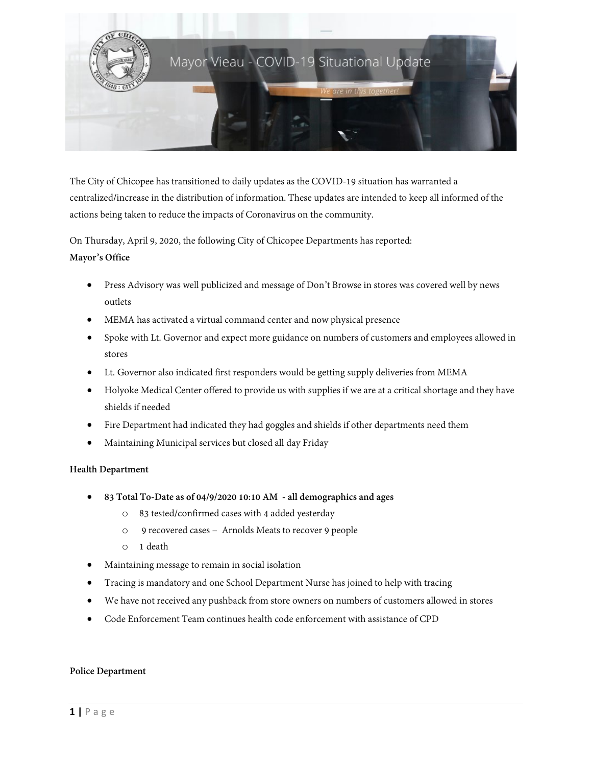# Mayor Vieau - COVID-19 Situational Update

*We are in this together!*

The City of Chicopee has transitioned to daily updates as the COVID-19 situation has warranted a centralized/increase in the distribution of information. These updates are intended to keep all informed of the actions being taken to reduce the impacts of Coronavirus on the community.

On Thursday, April 9, 2020, the following City of Chicopee Departments has reported:

**Mayor's Office**

- Press Advisory was well publicized and message of Don't Browse in stores was covered well by news outlets
- MEMA has activated a virtual command center and now physical presence
- Spoke with Lt. Governor and expect more guidance on numbers of customers and employees allowed in stores
- Lt. Governor also indicated first responders would be getting supply deliveries from MEMA
- Holyoke Medical Center offered to provide us with supplies if we are at a critical shortage and they have shields if needed
- Fire Department had indicated they had goggles and shields if other departments need them
- Maintaining Municipal services but closed all day Friday

**Health Department**

- **83 Total To-Date as of 04/9/2020 10:10 AM - all demographics and ages**
  - 83 tested/confirmed cases with 4 added yesterday
  - 9 recovered cases – Arnolds Meats to recover 9 people
  - 1 death
- Maintaining message to remain in social isolation
- Tracing is mandatory and one School Department Nurse has joined to help with tracing
- We have not received any pushback from store owners on numbers of customers allowed in stores
- Code Enforcement Team continues health code enforcement with assistance of CPD

**Police Department**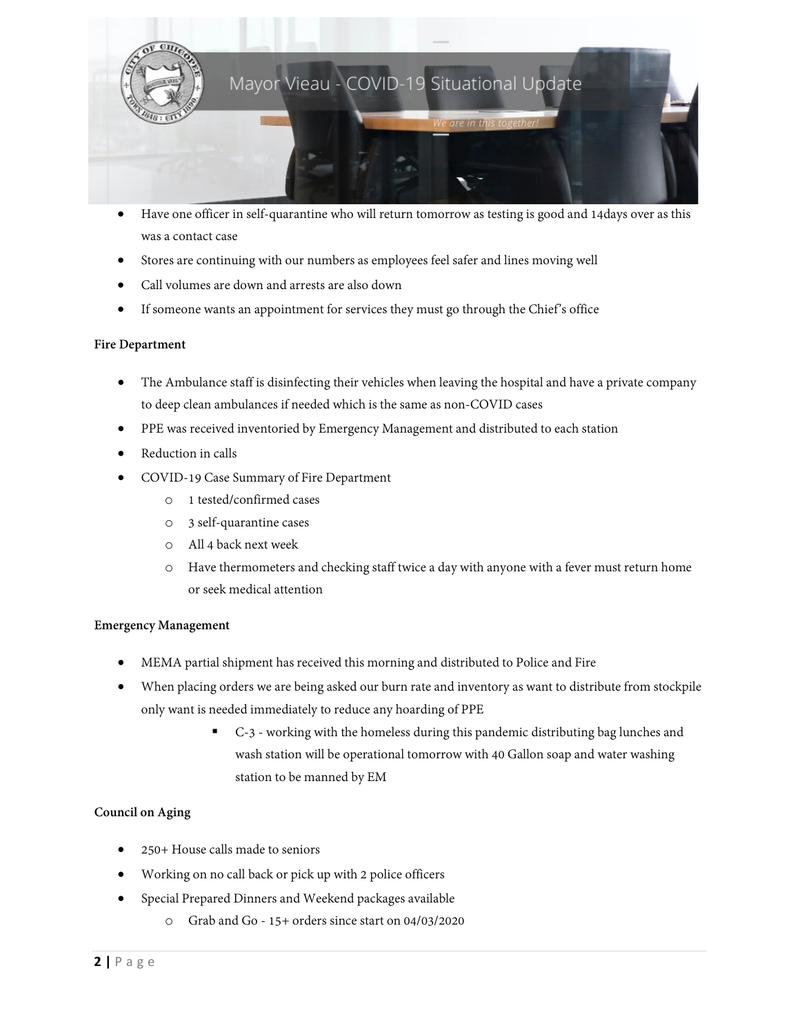- Have one officer in self-quarantine who will return tomorrow as testing is good and 14days over as this was a contact case
- Stores are continuing with our numbers as employees feel safer and lines moving well
- Call volumes are down and arrests are also down
- If someone wants an appointment for services they must go through the Chief's office

**Fire Department**

- The Ambulance staff is disinfecting their vehicles when leaving the hospital and have a private company to deep clean ambulances if needed which is the same as non-COVID cases
- PPE was received inventoried by Emergency Management and distributed to each station
- Reduction in calls
- COVID-19 Case Summary of Fire Department
  - 1 tested/confirmed cases
  - 3 self-quarantine cases
  - All 4 back next week
  - Have thermometers and checking staff twice a day with anyone with a fever must return home or seek medical attention

**Emergency Management**

- MEMA partial shipment has received this morning and distributed to Police and Fire
- When placing orders we are being asked our burn rate and inventory as want to distribute from stockpile only want is needed immediately to reduce any hoarding of PPE
  - C-3 - working with the homeless during this pandemic distributing bag lunches and wash station will be operational tomorrow with 40 Gallon soap and water washing station to be manned by EM

**Council on Aging**

- 250+ House calls made to seniors
- Working on no call back or pick up with 2 police officers
- Special Prepared Dinners and Weekend packages available
  - Grab and Go - 15+ orders since start on 04/03/2020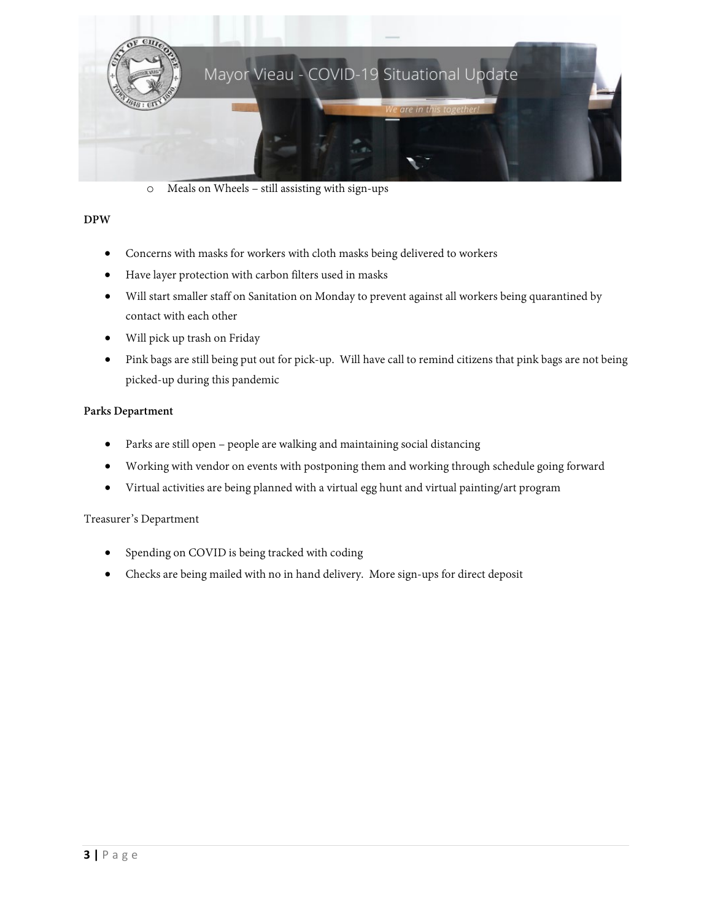- Meals on Wheels – still assisting with sign-ups

**DPW**

- Concerns with masks for workers with cloth masks being delivered to workers
- Have layer protection with carbon filters used in masks
- Will start smaller staff on Sanitation on Monday to prevent against all workers being quarantined by contact with each other
- Will pick up trash on Friday
- Pink bags are still being put out for pick-up. Will have call to remind citizens that pink bags are not being picked-up during this pandemic

**Parks Department**

- Parks are still open – people are walking and maintaining social distancing
- Working with vendor on events with postponing them and working through schedule going forward
- Virtual activities are being planned with a virtual egg hunt and virtual painting/art program

Treasurer's Department

- Spending on COVID is being tracked with coding
- Checks are being mailed with no in hand delivery. More sign-ups for direct deposit